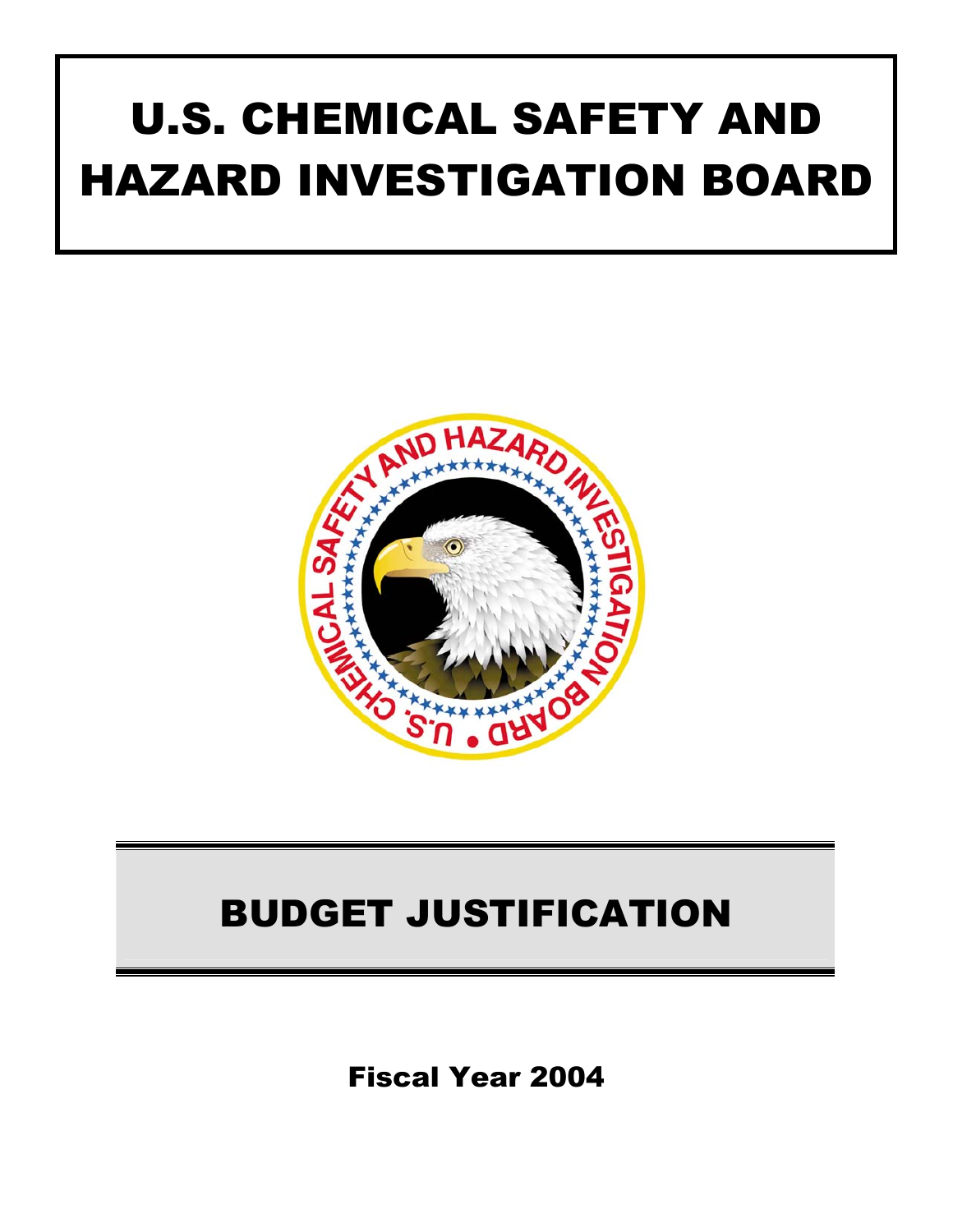# U.S. CHEMICAL SAFETY AND HAZARD INVESTIGATION BOARD

## BUDGET JUSTIFICATION

Fiscal Year 2004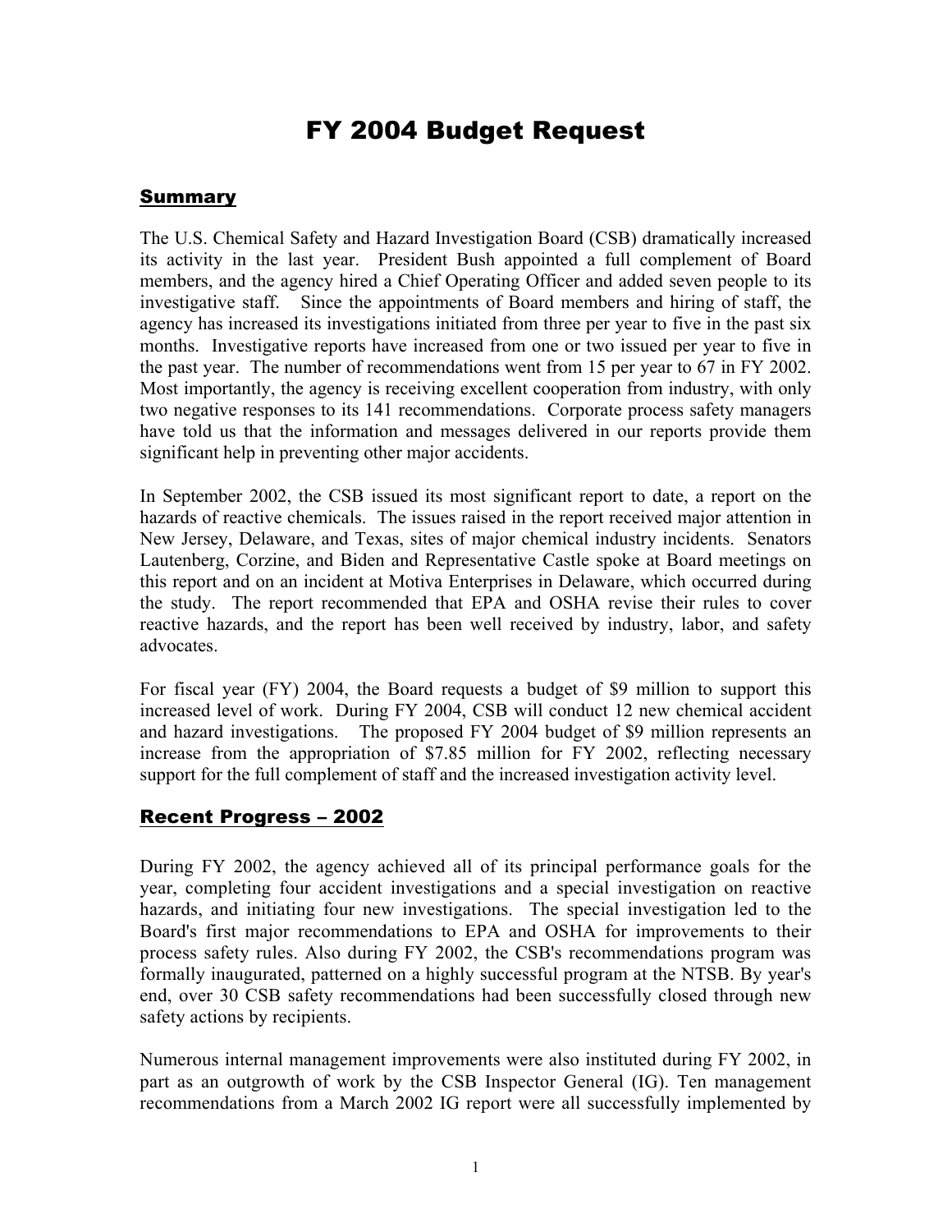# FY 2004 Budget Request

## Summary

The U.S. Chemical Safety and Hazard Investigation Board (CSB) dramatically increased its activity in the last year. President Bush appointed a full complement of Board members, and the agency hired a Chief Operating Officer and added seven people to its investigative staff. Since the appointments of Board members and hiring of staff, the agency has increased its investigations initiated from three per year to five in the past six months. Investigative reports have increased from one or two issued per year to five in the past year. The number of recommendations went from 15 per year to 67 in FY 2002. Most importantly, the agency is receiving excellent cooperation from industry, with only two negative responses to its 141 recommendations. Corporate process safety managers have told us that the information and messages delivered in our reports provide them significant help in preventing other major accidents.

In September 2002, the CSB issued its most significant report to date, a report on the hazards of reactive chemicals. The issues raised in the report received major attention in New Jersey, Delaware, and Texas, sites of major chemical industry incidents. Senators Lautenberg, Corzine, and Biden and Representative Castle spoke at Board meetings on this report and on an incident at Motiva Enterprises in Delaware, which occurred during the study. The report recommended that EPA and OSHA revise their rules to cover reactive hazards, and the report has been well received by industry, labor, and safety advocates.

For fiscal year (FY) 2004, the Board requests a budget of $9 million to support this increased level of work. During FY 2004, CSB will conduct 12 new chemical accident and hazard investigations. The proposed FY 2004 budget of $9 million represents an increase from the appropriation of $7.85 million for FY 2002, reflecting necessary support for the full complement of staff and the increased investigation activity level.

## Recent Progress – 2002

During FY 2002, the agency achieved all of its principal performance goals for the year, completing four accident investigations and a special investigation on reactive hazards, and initiating four new investigations. The special investigation led to the Board's first major recommendations to EPA and OSHA for improvements to their process safety rules. Also during FY 2002, the CSB's recommendations program was formally inaugurated, patterned on a highly successful program at the NTSB. By year's end, over 30 CSB safety recommendations had been successfully closed through new safety actions by recipients.

Numerous internal management improvements were also instituted during FY 2002, in part as an outgrowth of work by the CSB Inspector General (IG). Ten management recommendations from a March 2002 IG report were all successfully implemented by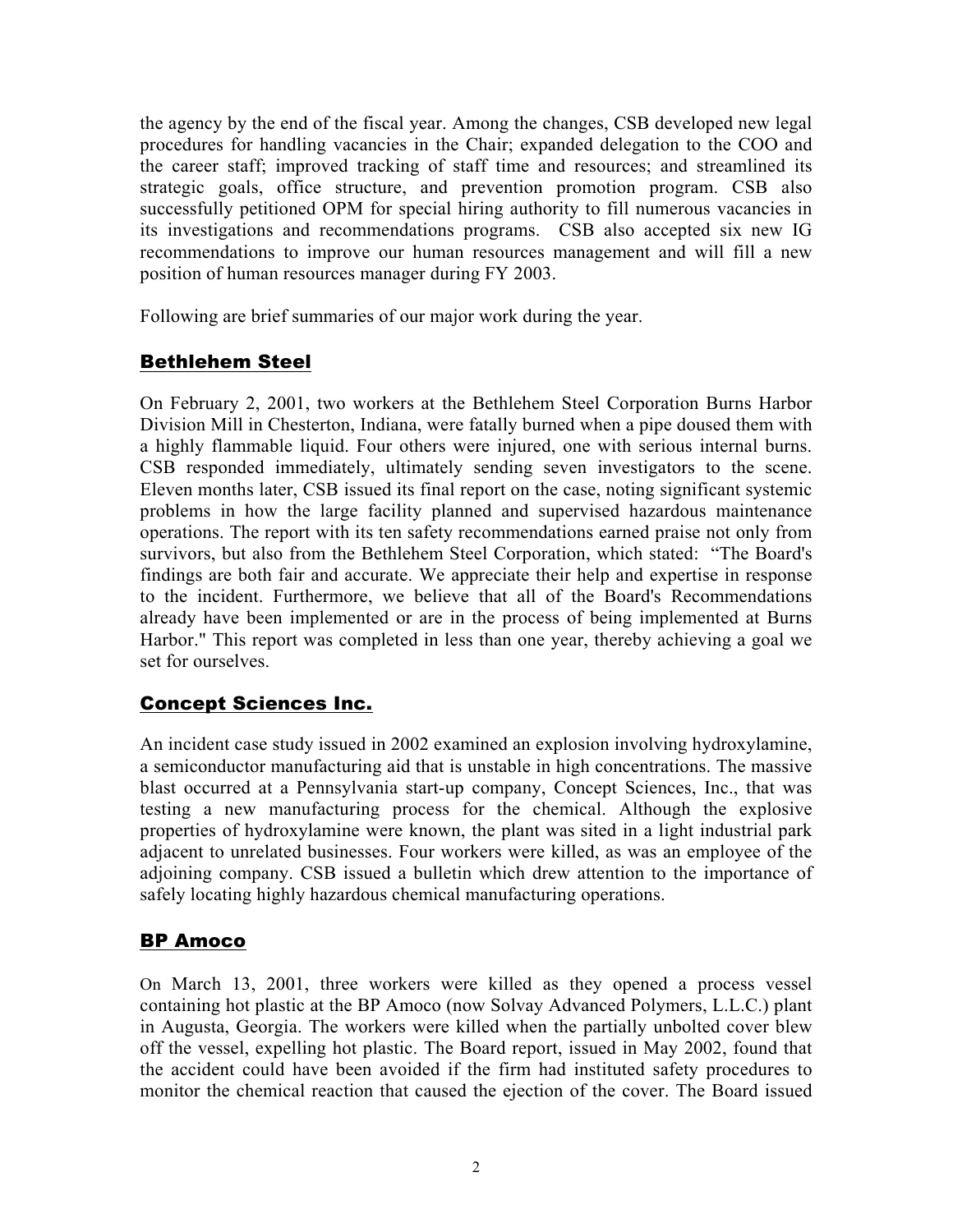the agency by the end of the fiscal year. Among the changes, CSB developed new legal procedures for handling vacancies in the Chair; expanded delegation to the COO and the career staff; improved tracking of staff time and resources; and streamlined its strategic goals, office structure, and prevention promotion program. CSB also successfully petitioned OPM for special hiring authority to fill numerous vacancies in its investigations and recommendations programs. CSB also accepted six new IG recommendations to improve our human resources management and will fill a new position of human resources manager during FY 2003.

Following are brief summaries of our major work during the year.

## Bethlehem Steel

On February 2, 2001, two workers at the Bethlehem Steel Corporation Burns Harbor Division Mill in Chesterton, Indiana, were fatally burned when a pipe doused them with a highly flammable liquid. Four others were injured, one with serious internal burns. CSB responded immediately, ultimately sending seven investigators to the scene. Eleven months later, CSB issued its final report on the case, noting significant systemic problems in how the large facility planned and supervised hazardous maintenance operations. The report with its ten safety recommendations earned praise not only from survivors, but also from the Bethlehem Steel Corporation, which stated: "The Board's findings are both fair and accurate. We appreciate their help and expertise in response to the incident. Furthermore, we believe that all of the Board's Recommendations already have been implemented or are in the process of being implemented at Burns Harbor." This report was completed in less than one year, thereby achieving a goal we set for ourselves.

## Concept Sciences Inc.

An incident case study issued in 2002 examined an explosion involving hydroxylamine, a semiconductor manufacturing aid that is unstable in high concentrations. The massive blast occurred at a Pennsylvania start-up company, Concept Sciences, Inc., that was testing a new manufacturing process for the chemical. Although the explosive properties of hydroxylamine were known, the plant was sited in a light industrial park adjacent to unrelated businesses. Four workers were killed, as was an employee of the adjoining company. CSB issued a bulletin which drew attention to the importance of safely locating highly hazardous chemical manufacturing operations.

## BP Amoco

On March 13, 2001, three workers were killed as they opened a process vessel containing hot plastic at the BP Amoco (now Solvay Advanced Polymers, L.L.C.) plant in Augusta, Georgia. The workers were killed when the partially unbolted cover blew off the vessel, expelling hot plastic. The Board report, issued in May 2002, found that the accident could have been avoided if the firm had instituted safety procedures to monitor the chemical reaction that caused the ejection of the cover. The Board issued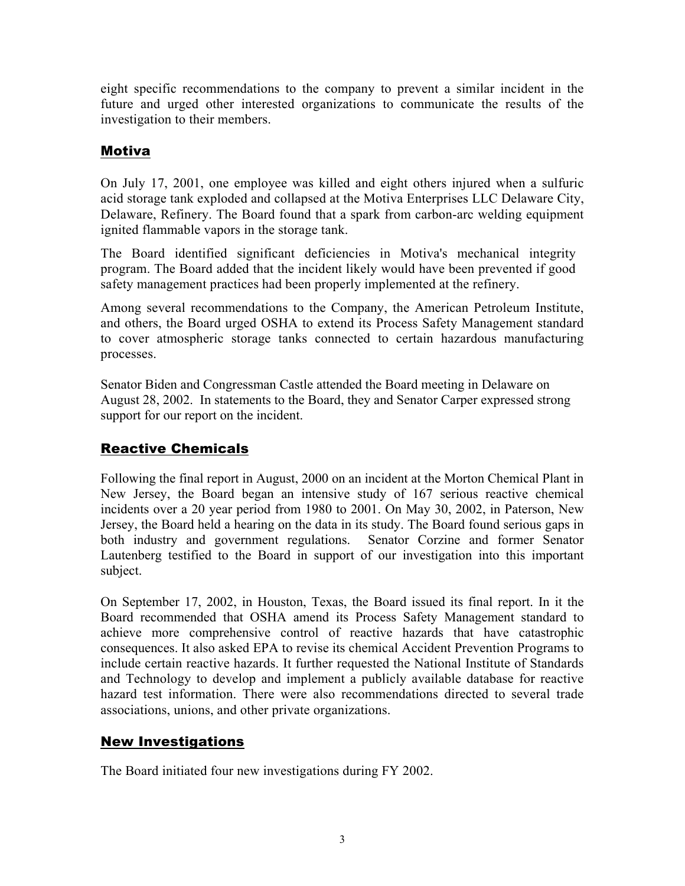eight specific recommendations to the company to prevent a similar incident in the future and urged other interested organizations to communicate the results of the investigation to their members.

## Motiva

On July 17, 2001, one employee was killed and eight others injured when a sulfuric acid storage tank exploded and collapsed at the Motiva Enterprises LLC Delaware City, Delaware, Refinery. The Board found that a spark from carbon-arc welding equipment ignited flammable vapors in the storage tank.

The Board identified significant deficiencies in Motiva's mechanical integrity program. The Board added that the incident likely would have been prevented if good safety management practices had been properly implemented at the refinery.

Among several recommendations to the Company, the American Petroleum Institute, and others, the Board urged OSHA to extend its Process Safety Management standard to cover atmospheric storage tanks connected to certain hazardous manufacturing processes.

Senator Biden and Congressman Castle attended the Board meeting in Delaware on August 28, 2002. In statements to the Board, they and Senator Carper expressed strong support for our report on the incident.

## Reactive Chemicals

Following the final report in August, 2000 on an incident at the Morton Chemical Plant in New Jersey, the Board began an intensive study of 167 serious reactive chemical incidents over a 20 year period from 1980 to 2001. On May 30, 2002, in Paterson, New Jersey, the Board held a hearing on the data in its study. The Board found serious gaps in both industry and government regulations. Senator Corzine and former Senator Lautenberg testified to the Board in support of our investigation into this important subject.

On September 17, 2002, in Houston, Texas, the Board issued its final report. In it the Board recommended that OSHA amend its Process Safety Management standard to achieve more comprehensive control of reactive hazards that have catastrophic consequences. It also asked EPA to revise its chemical Accident Prevention Programs to include certain reactive hazards. It further requested the National Institute of Standards and Technology to develop and implement a publicly available database for reactive hazard test information. There were also recommendations directed to several trade associations, unions, and other private organizations.

## New Investigations

The Board initiated four new investigations during FY 2002.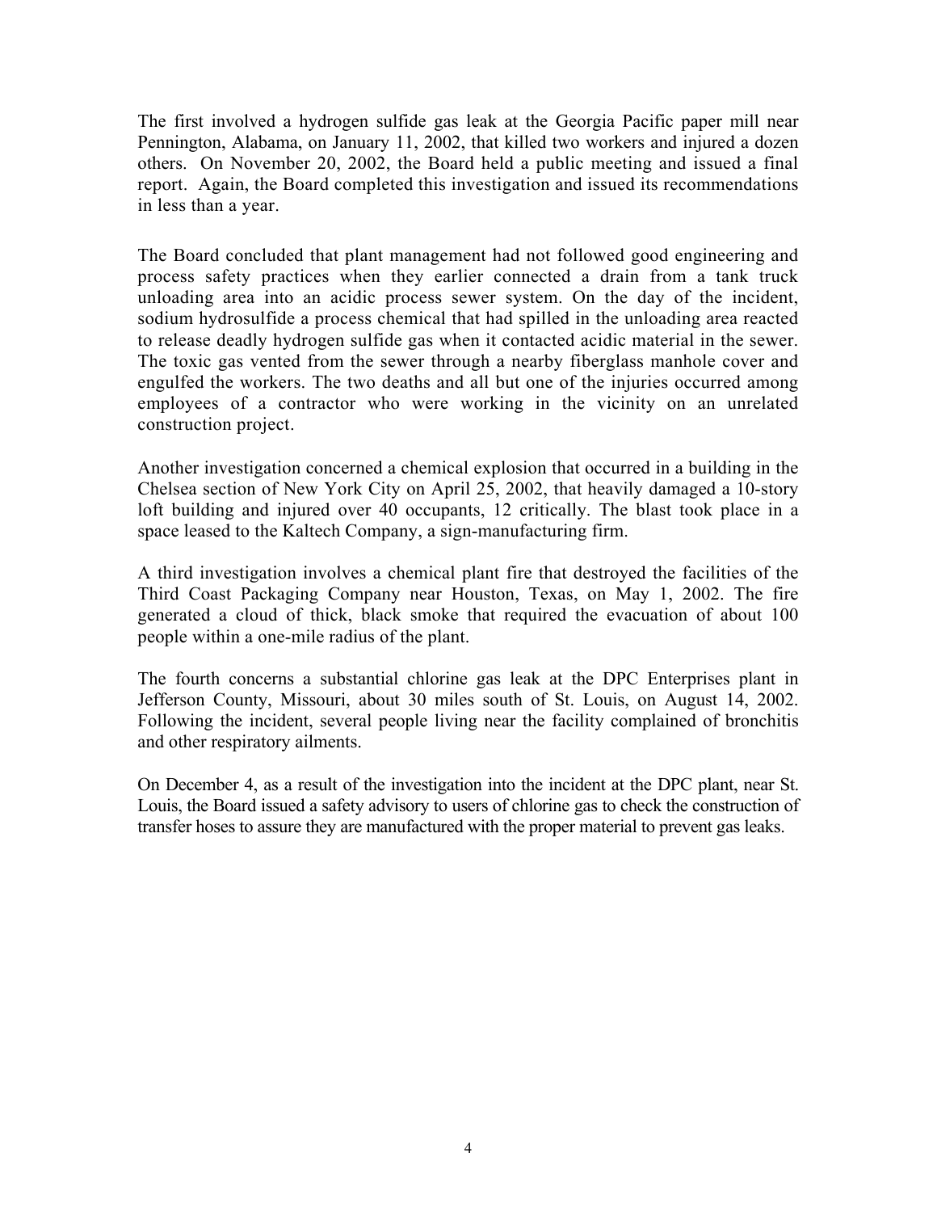The first involved a hydrogen sulfide gas leak at the Georgia Pacific paper mill near Pennington, Alabama, on January 11, 2002, that killed two workers and injured a dozen others. On November 20, 2002, the Board held a public meeting and issued a final report. Again, the Board completed this investigation and issued its recommendations in less than a year.

The Board concluded that plant management had not followed good engineering and process safety practices when they earlier connected a drain from a tank truck unloading area into an acidic process sewer system. On the day of the incident, sodium hydrosulfide a process chemical that had spilled in the unloading area reacted to release deadly hydrogen sulfide gas when it contacted acidic material in the sewer. The toxic gas vented from the sewer through a nearby fiberglass manhole cover and engulfed the workers. The two deaths and all but one of the injuries occurred among employees of a contractor who were working in the vicinity on an unrelated construction project.

Another investigation concerned a chemical explosion that occurred in a building in the Chelsea section of New York City on April 25, 2002, that heavily damaged a 10-story loft building and injured over 40 occupants, 12 critically. The blast took place in a space leased to the Kaltech Company, a sign-manufacturing firm.

A third investigation involves a chemical plant fire that destroyed the facilities of the Third Coast Packaging Company near Houston, Texas, on May 1, 2002. The fire generated a cloud of thick, black smoke that required the evacuation of about 100 people within a one-mile radius of the plant.

The fourth concerns a substantial chlorine gas leak at the DPC Enterprises plant in Jefferson County, Missouri, about 30 miles south of St. Louis, on August 14, 2002. Following the incident, several people living near the facility complained of bronchitis and other respiratory ailments.

On December 4, as a result of the investigation into the incident at the DPC plant, near St. Louis, the Board issued a safety advisory to users of chlorine gas to check the construction of transfer hoses to assure they are manufactured with the proper material to prevent gas leaks.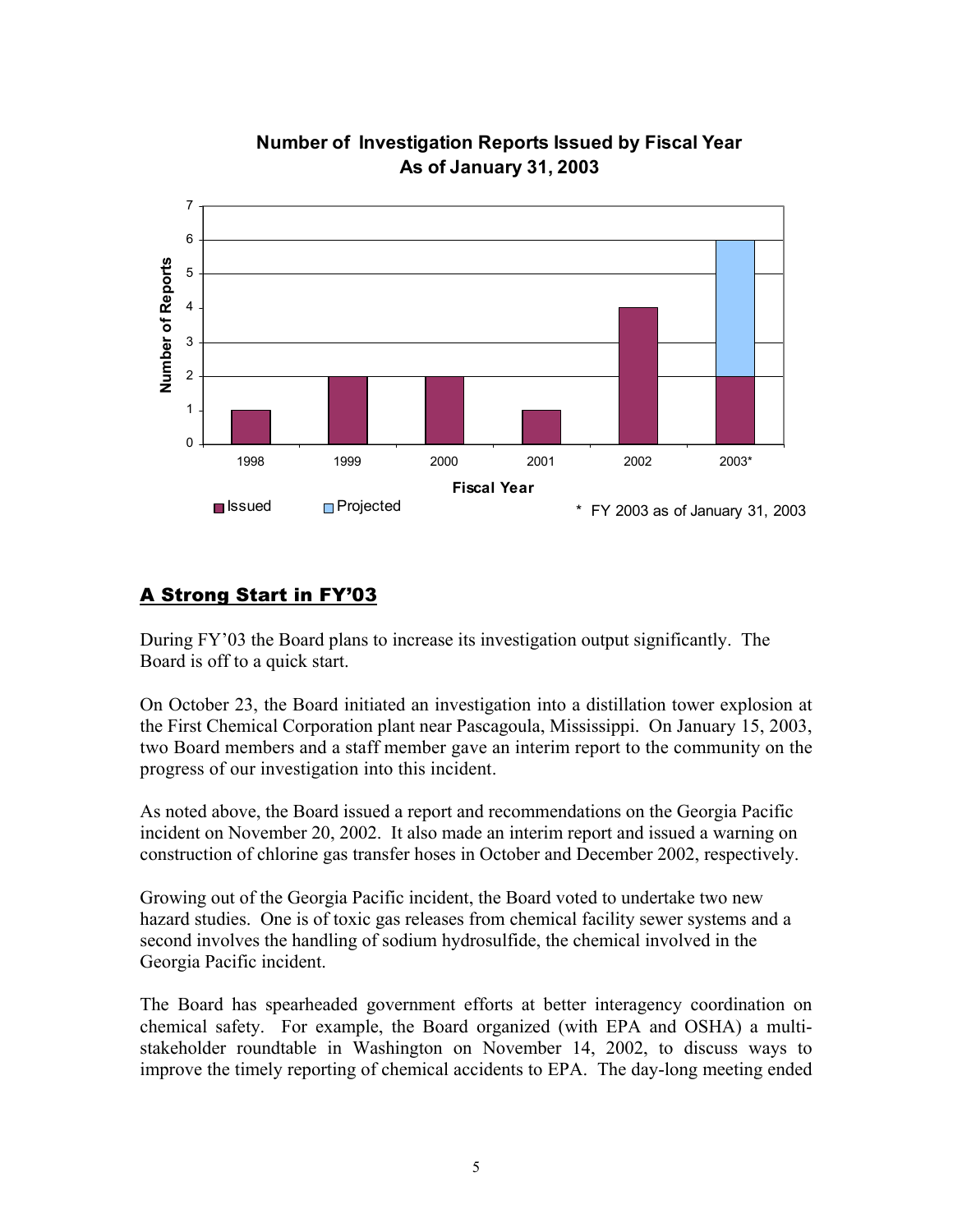**Number of Investigation Reports Issued by Fiscal Year**
**As of January 31, 2003**

| Fiscal Year | Issued | Projected |
|---|---|---|
| 1998 | 1 | |
| 1999 | 2 | |
| 2000 | 2 | |
| 2001 | 1 | |
| 2002 | 4 | |
| 2003* | 2 | 4 |

\* FY 2003 as of January 31, 2003

## A Strong Start in FY'03

During FY'03 the Board plans to increase its investigation output significantly. The Board is off to a quick start.

On October 23, the Board initiated an investigation into a distillation tower explosion at the First Chemical Corporation plant near Pascagoula, Mississippi. On January 15, 2003, two Board members and a staff member gave an interim report to the community on the progress of our investigation into this incident.

As noted above, the Board issued a report and recommendations on the Georgia Pacific incident on November 20, 2002. It also made an interim report and issued a warning on construction of chlorine gas transfer hoses in October and December 2002, respectively.

Growing out of the Georgia Pacific incident, the Board voted to undertake two new hazard studies. One is of toxic gas releases from chemical facility sewer systems and a second involves the handling of sodium hydrosulfide, the chemical involved in the Georgia Pacific incident.

The Board has spearheaded government efforts at better interagency coordination on chemical safety. For example, the Board organized (with EPA and OSHA) a multi-stakeholder roundtable in Washington on November 14, 2002, to discuss ways to improve the timely reporting of chemical accidents to EPA. The day-long meeting ended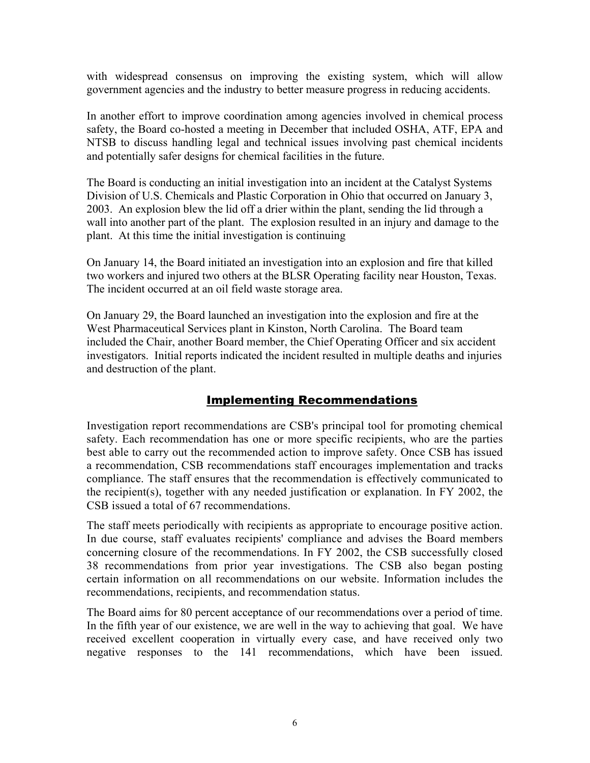with widespread consensus on improving the existing system, which will allow government agencies and the industry to better measure progress in reducing accidents.

In another effort to improve coordination among agencies involved in chemical process safety, the Board co-hosted a meeting in December that included OSHA, ATF, EPA and NTSB to discuss handling legal and technical issues involving past chemical incidents and potentially safer designs for chemical facilities in the future.

The Board is conducting an initial investigation into an incident at the Catalyst Systems Division of U.S. Chemicals and Plastic Corporation in Ohio that occurred on January 3, 2003. An explosion blew the lid off a drier within the plant, sending the lid through a wall into another part of the plant. The explosion resulted in an injury and damage to the plant. At this time the initial investigation is continuing

On January 14, the Board initiated an investigation into an explosion and fire that killed two workers and injured two others at the BLSR Operating facility near Houston, Texas. The incident occurred at an oil field waste storage area.

On January 29, the Board launched an investigation into the explosion and fire at the West Pharmaceutical Services plant in Kinston, North Carolina. The Board team included the Chair, another Board member, the Chief Operating Officer and six accident investigators. Initial reports indicated the incident resulted in multiple deaths and injuries and destruction of the plant.

## Implementing Recommendations

Investigation report recommendations are CSB's principal tool for promoting chemical safety. Each recommendation has one or more specific recipients, who are the parties best able to carry out the recommended action to improve safety. Once CSB has issued a recommendation, CSB recommendations staff encourages implementation and tracks compliance. The staff ensures that the recommendation is effectively communicated to the recipient(s), together with any needed justification or explanation. In FY 2002, the CSB issued a total of 67 recommendations.

The staff meets periodically with recipients as appropriate to encourage positive action. In due course, staff evaluates recipients' compliance and advises the Board members concerning closure of the recommendations. In FY 2002, the CSB successfully closed 38 recommendations from prior year investigations. The CSB also began posting certain information on all recommendations on our website. Information includes the recommendations, recipients, and recommendation status.

The Board aims for 80 percent acceptance of our recommendations over a period of time. In the fifth year of our existence, we are well in the way to achieving that goal. We have received excellent cooperation in virtually every case, and have received only two negative responses to the 141 recommendations, which have been issued.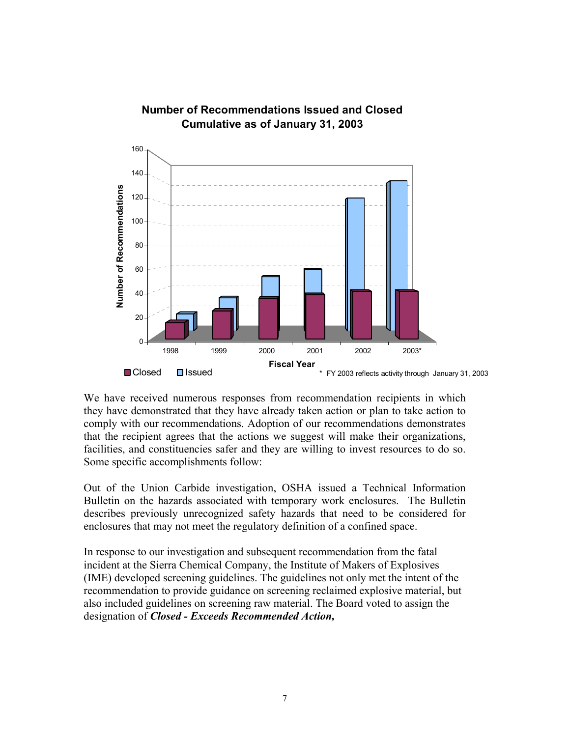**Number of Recommendations Issued and Closed Cumulative as of January 31, 2003**

Number of Recommendations

Fiscal Year

Closed Issued

\* FY 2003 reflects activity through January 31, 2003

We have received numerous responses from recommendation recipients in which they have demonstrated that they have already taken action or plan to take action to comply with our recommendations. Adoption of our recommendations demonstrates that the recipient agrees that the actions we suggest will make their organizations, facilities, and constituencies safer and they are willing to invest resources to do so. Some specific accomplishments follow:

Out of the Union Carbide investigation, OSHA issued a Technical Information Bulletin on the hazards associated with temporary work enclosures. The Bulletin describes previously unrecognized safety hazards that need to be considered for enclosures that may not meet the regulatory definition of a confined space.

In response to our investigation and subsequent recommendation from the fatal incident at the Sierra Chemical Company, the Institute of Makers of Explosives (IME) developed screening guidelines. The guidelines not only met the intent of the recommendation to provide guidance on screening reclaimed explosive material, but also included guidelines on screening raw material. The Board voted to assign the designation of ***Closed - Exceeds Recommended Action,***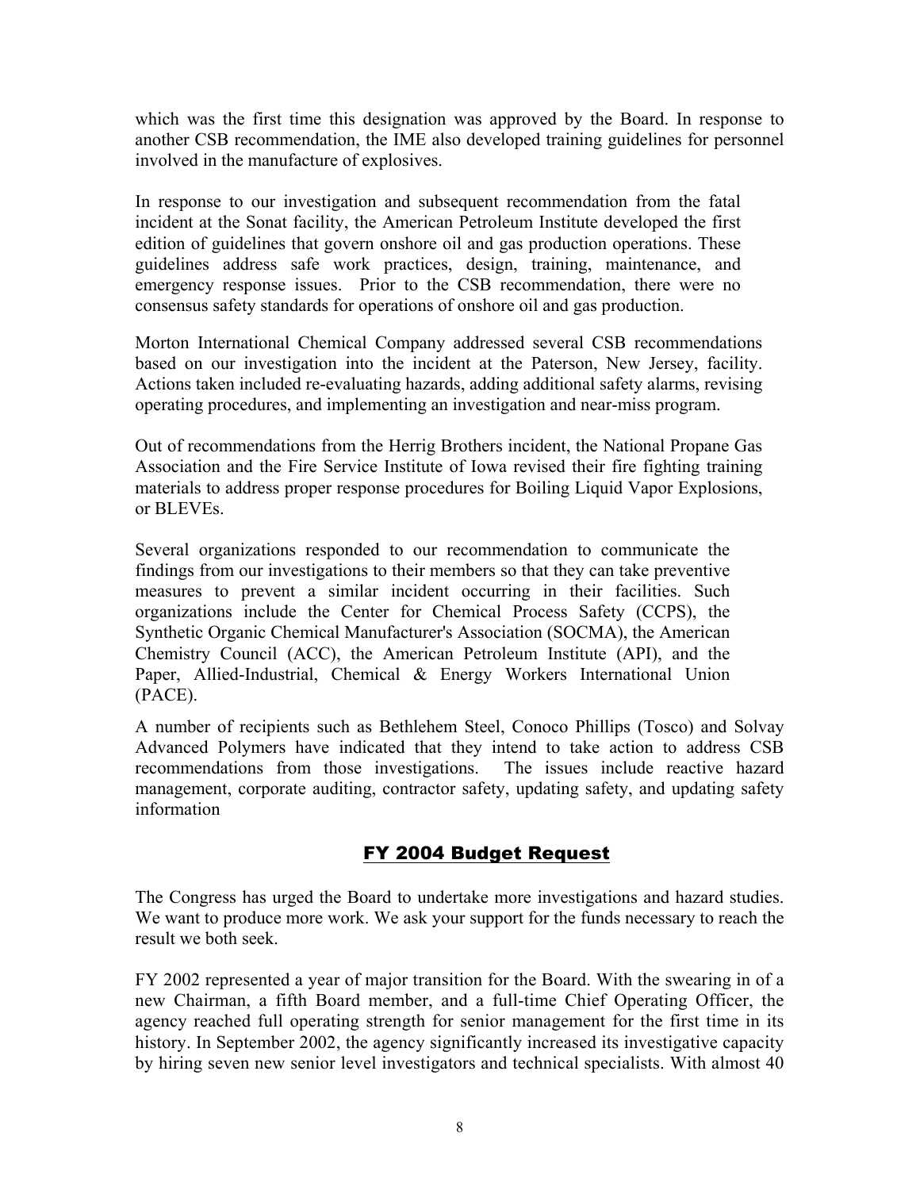which was the first time this designation was approved by the Board. In response to another CSB recommendation, the IME also developed training guidelines for personnel involved in the manufacture of explosives.

In response to our investigation and subsequent recommendation from the fatal incident at the Sonat facility, the American Petroleum Institute developed the first edition of guidelines that govern onshore oil and gas production operations. These guidelines address safe work practices, design, training, maintenance, and emergency response issues. Prior to the CSB recommendation, there were no consensus safety standards for operations of onshore oil and gas production.

Morton International Chemical Company addressed several CSB recommendations based on our investigation into the incident at the Paterson, New Jersey, facility. Actions taken included re-evaluating hazards, adding additional safety alarms, revising operating procedures, and implementing an investigation and near-miss program.

Out of recommendations from the Herrig Brothers incident, the National Propane Gas Association and the Fire Service Institute of Iowa revised their fire fighting training materials to address proper response procedures for Boiling Liquid Vapor Explosions, or BLEVEs.

Several organizations responded to our recommendation to communicate the findings from our investigations to their members so that they can take preventive measures to prevent a similar incident occurring in their facilities. Such organizations include the Center for Chemical Process Safety (CCPS), the Synthetic Organic Chemical Manufacturer's Association (SOCMA), the American Chemistry Council (ACC), the American Petroleum Institute (API), and the Paper, Allied-Industrial, Chemical & Energy Workers International Union (PACE).

A number of recipients such as Bethlehem Steel, Conoco Phillips (Tosco) and Solvay Advanced Polymers have indicated that they intend to take action to address CSB recommendations from those investigations. The issues include reactive hazard management, corporate auditing, contractor safety, updating safety, and updating safety information

## FY 2004 Budget Request

The Congress has urged the Board to undertake more investigations and hazard studies. We want to produce more work. We ask your support for the funds necessary to reach the result we both seek.

FY 2002 represented a year of major transition for the Board. With the swearing in of a new Chairman, a fifth Board member, and a full-time Chief Operating Officer, the agency reached full operating strength for senior management for the first time in its history. In September 2002, the agency significantly increased its investigative capacity by hiring seven new senior level investigators and technical specialists. With almost 40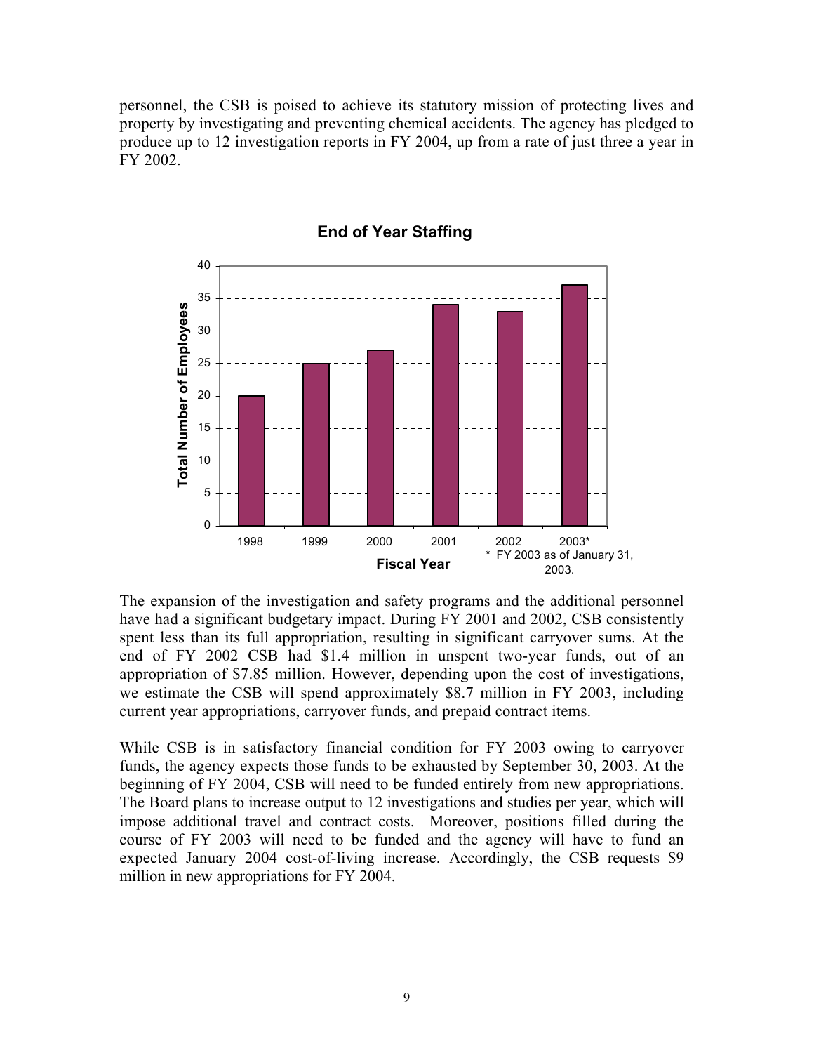personnel, the CSB is poised to achieve its statutory mission of protecting lives and property by investigating and preventing chemical accidents. The agency has pledged to produce up to 12 investigation reports in FY 2004, up from a rate of just three a year in FY 2002.

**End of Year Staffing**

| Fiscal Year | Total Number of Employees |
| --- | --- |
| 1998 | 20 |
| 1999 | 25 |
| 2000 | 27 |
| 2001 | 34 |
| 2002 | 33 |
| 2003* | 37 |

\* FY 2003 as of January 31, 2003.

The expansion of the investigation and safety programs and the additional personnel have had a significant budgetary impact. During FY 2001 and 2002, CSB consistently spent less than its full appropriation, resulting in significant carryover sums. At the end of FY 2002 CSB had $1.4 million in unspent two-year funds, out of an appropriation of $7.85 million. However, depending upon the cost of investigations, we estimate the CSB will spend approximately $8.7 million in FY 2003, including current year appropriations, carryover funds, and prepaid contract items.

While CSB is in satisfactory financial condition for FY 2003 owing to carryover funds, the agency expects those funds to be exhausted by September 30, 2003. At the beginning of FY 2004, CSB will need to be funded entirely from new appropriations. The Board plans to increase output to 12 investigations and studies per year, which will impose additional travel and contract costs. Moreover, positions filled during the course of FY 2003 will need to be funded and the agency will have to fund an expected January 2004 cost-of-living increase. Accordingly, the CSB requests $9 million in new appropriations for FY 2004.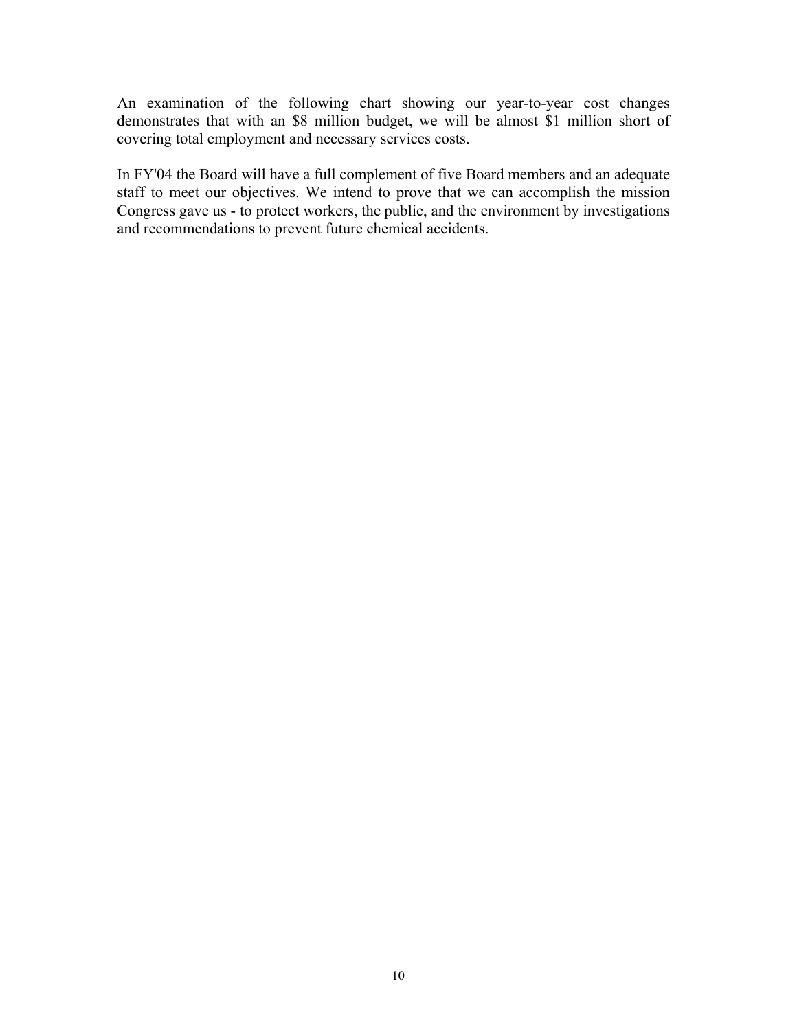An examination of the following chart showing our year-to-year cost changes demonstrates that with an $8 million budget, we will be almost $1 million short of covering total employment and necessary services costs.

In FY'04 the Board will have a full complement of five Board members and an adequate staff to meet our objectives. We intend to prove that we can accomplish the mission Congress gave us - to protect workers, the public, and the environment by investigations and recommendations to prevent future chemical accidents.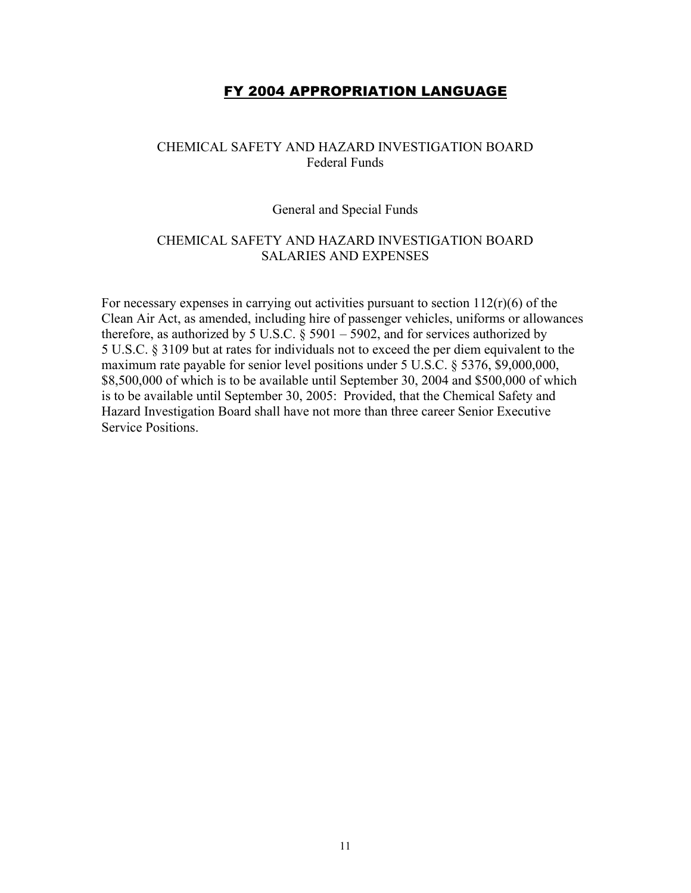# FY 2004 APPROPRIATION LANGUAGE

CHEMICAL SAFETY AND HAZARD INVESTIGATION BOARD
Federal Funds

General and Special Funds

CHEMICAL SAFETY AND HAZARD INVESTIGATION BOARD
SALARIES AND EXPENSES

For necessary expenses in carrying out activities pursuant to section 112(r)(6) of the Clean Air Act, as amended, including hire of passenger vehicles, uniforms or allowances therefore, as authorized by 5 U.S.C. § 5901 – 5902, and for services authorized by 5 U.S.C. § 3109 but at rates for individuals not to exceed the per diem equivalent to the maximum rate payable for senior level positions under 5 U.S.C. § 5376, $9,000,000, $8,500,000 of which is to be available until September 30, 2004 and $500,000 of which is to be available until September 30, 2005: Provided, that the Chemical Safety and Hazard Investigation Board shall have not more than three career Senior Executive Service Positions.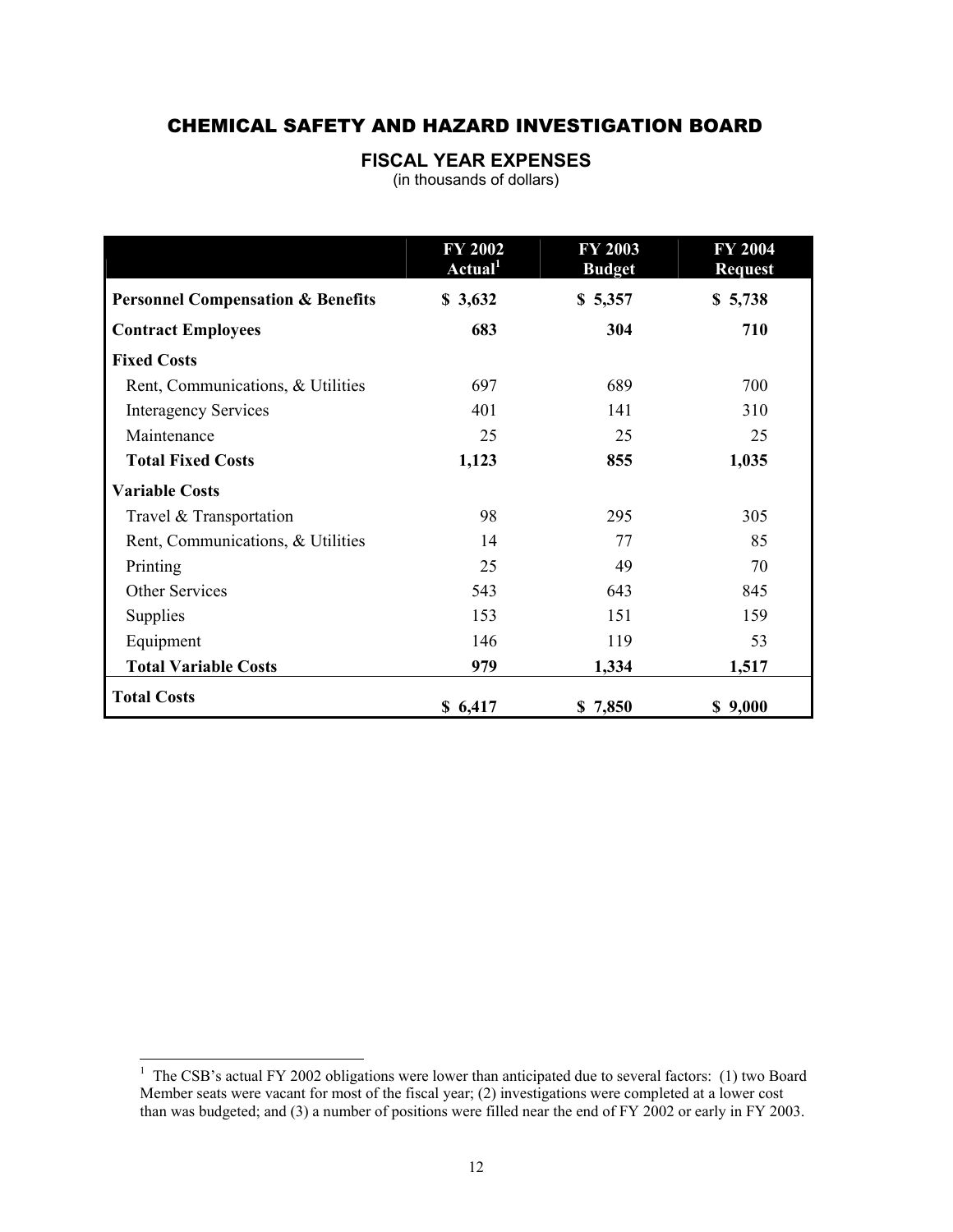# CHEMICAL SAFETY AND HAZARD INVESTIGATION BOARD

## FISCAL YEAR EXPENSES

(in thousands of dollars)

| | FY 2002 Actual[1] | FY 2003 Budget | FY 2004 Request |
|---|---|---|---|
| **Personnel Compensation & Benefits** | **$ 3,632** | **$ 5,357** | **$ 5,738** |
| **Contract Employees** | **683** | **304** | **710** |
| **Fixed Costs** | | | |
| Rent, Communications, & Utilities | 697 | 689 | 700 |
| Interagency Services | 401 | 141 | 310 |
| Maintenance | 25 | 25 | 25 |
| **Total Fixed Costs** | **1,123** | **855** | **1,035** |
| **Variable Costs** | | | |
| Travel & Transportation | 98 | 295 | 305 |
| Rent, Communications, & Utilities | 14 | 77 | 85 |
| Printing | 25 | 49 | 70 |
| Other Services | 543 | 643 | 845 |
| Supplies | 153 | 151 | 159 |
| Equipment | 146 | 119 | 53 |
| **Total Variable Costs** | **979** | **1,334** | **1,517** |
| **Total Costs** | **$ 6,417** | **$ 7,850** | **$ 9,000** |

[1] The CSB's actual FY 2002 obligations were lower than anticipated due to several factors: (1) two Board Member seats were vacant for most of the fiscal year; (2) investigations were completed at a lower cost than was budgeted; and (3) a number of positions were filled near the end of FY 2002 or early in FY 2003.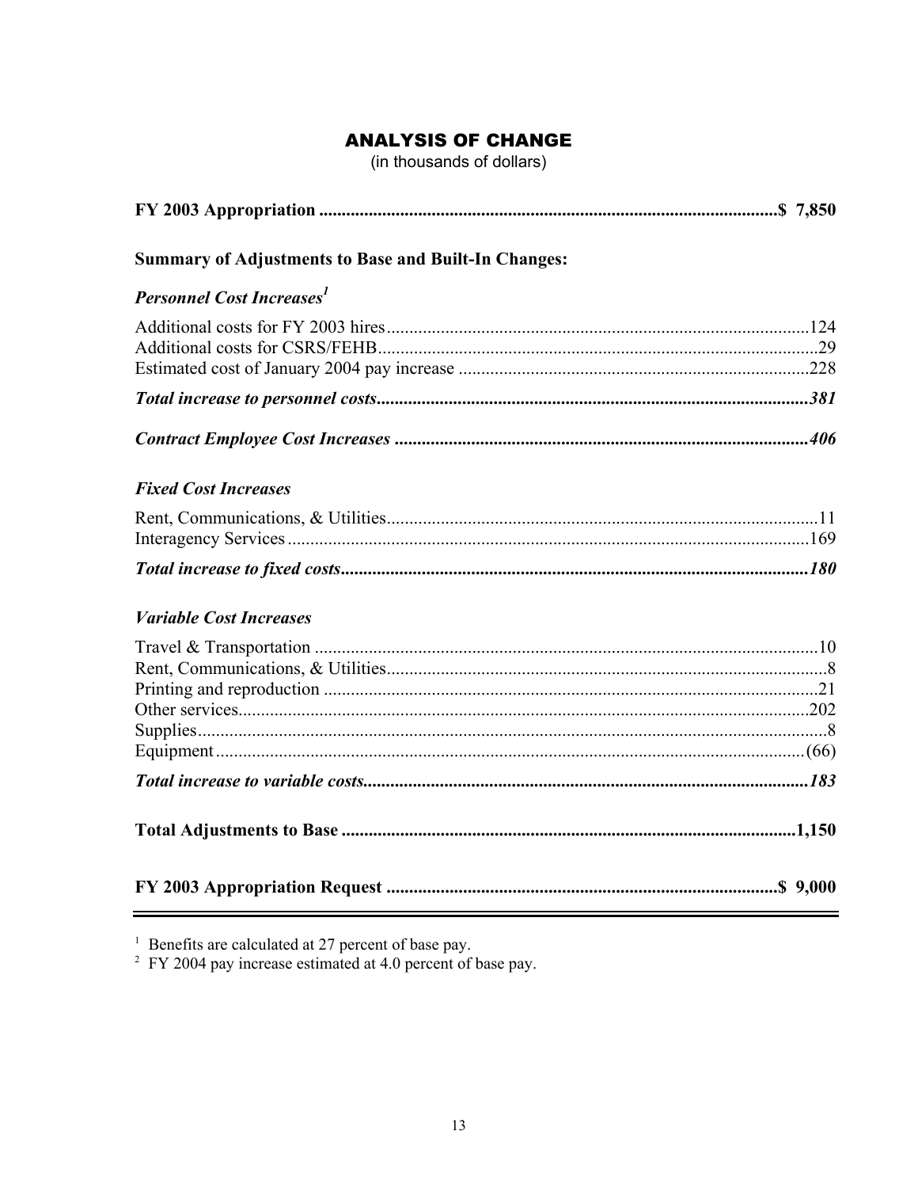## ANALYSIS OF CHANGE

(in thousands of dollars)

| | |
|---|---|
| **FY 2003 Appropriation** | **$ 7,850** |
| **Summary of Adjustments to Base and Built-In Changes:** | |
| ***Personnel Cost Increases[1]*** | |
| Additional costs for FY 2003 hires | 124 |
| Additional costs for CSRS/FEHB | 29 |
| Estimated cost of January 2004 pay increase | 228 |
| ***Total increase to personnel costs*** | ***381*** |
| ***Contract Employee Cost Increases*** | ***406*** |
| ***Fixed Cost Increases*** | |
| Rent, Communications, & Utilities | 11 |
| Interagency Services | 169 |
| ***Total increase to fixed costs*** | ***180*** |
| ***Variable Cost Increases*** | |
| Travel & Transportation | 10 |
| Rent, Communications, & Utilities | 8 |
| Printing and reproduction | 21 |
| Other services | 202 |
| Supplies | 8 |
| Equipment | (66) |
| ***Total increase to variable costs*** | ***183*** |
| **Total Adjustments to Base** | **1,150** |
| **FY 2003 Appropriation Request** | **$ 9,000** |

[1] Benefits are calculated at 27 percent of base pay.

[2] FY 2004 pay increase estimated at 4.0 percent of base pay.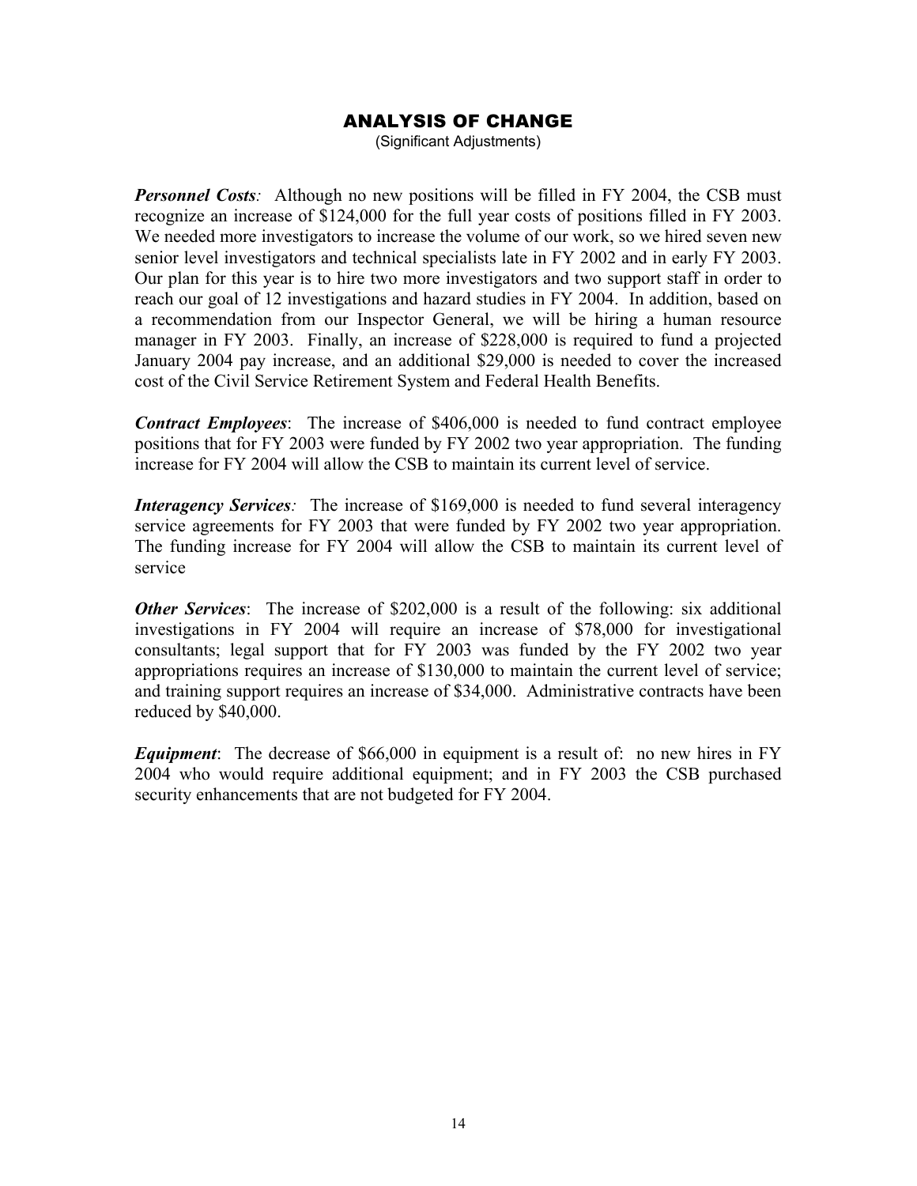# ANALYSIS OF CHANGE

(Significant Adjustments)

***Personnel Costs**:* Although no new positions will be filled in FY 2004, the CSB must recognize an increase of $124,000 for the full year costs of positions filled in FY 2003. We needed more investigators to increase the volume of our work, so we hired seven new senior level investigators and technical specialists late in FY 2002 and in early FY 2003. Our plan for this year is to hire two more investigators and two support staff in order to reach our goal of 12 investigations and hazard studies in FY 2004. In addition, based on a recommendation from our Inspector General, we will be hiring a human resource manager in FY 2003. Finally, an increase of $228,000 is required to fund a projected January 2004 pay increase, and an additional $29,000 is needed to cover the increased cost of the Civil Service Retirement System and Federal Health Benefits.

***Contract Employees***: The increase of $406,000 is needed to fund contract employee positions that for FY 2003 were funded by FY 2002 two year appropriation. The funding increase for FY 2004 will allow the CSB to maintain its current level of service.

***Interagency Services**:* The increase of $169,000 is needed to fund several interagency service agreements for FY 2003 that were funded by FY 2002 two year appropriation. The funding increase for FY 2004 will allow the CSB to maintain its current level of service

***Other Services***: The increase of $202,000 is a result of the following: six additional investigations in FY 2004 will require an increase of $78,000 for investigational consultants; legal support that for FY 2003 was funded by the FY 2002 two year appropriations requires an increase of $130,000 to maintain the current level of service; and training support requires an increase of $34,000. Administrative contracts have been reduced by $40,000.

***Equipment***: The decrease of $66,000 in equipment is a result of: no new hires in FY 2004 who would require additional equipment; and in FY 2003 the CSB purchased security enhancements that are not budgeted for FY 2004.